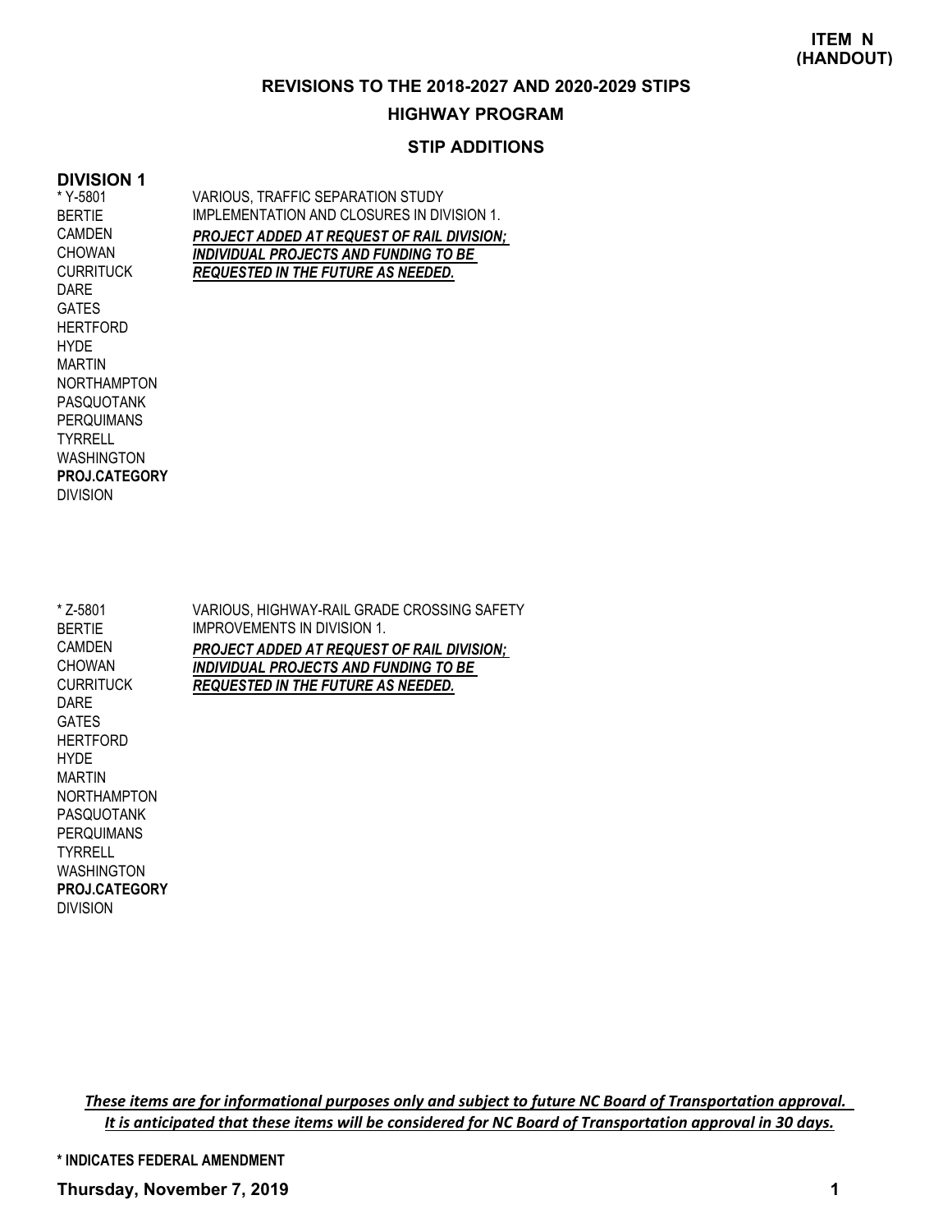**ITEM N**
**(HANDOUT)**

## REVISIONS TO THE 2018-2027 AND 2020-2029 STIPS

### HIGHWAY PROGRAM

### STIP ADDITIONS

### DIVISION 1

| | |
|---|---|
| * Y-5801<br>BERTIE<br>CAMDEN<br>CHOWAN<br>CURRITUCK<br>DARE<br>GATES<br>HERTFORD<br>HYDE<br>MARTIN<br>NORTHAMPTON<br>PASQUOTANK<br>PERQUIMANS<br>TYRRELL<br>WASHINGTON<br>**PROJ.CATEGORY**<br>DIVISION | VARIOUS, TRAFFIC SEPARATION STUDY IMPLEMENTATION AND CLOSURES IN DIVISION 1.<br>***PROJECT ADDED AT REQUEST OF RAIL DIVISION; INDIVIDUAL PROJECTS AND FUNDING TO BE REQUESTED IN THE FUTURE AS NEEDED.*** |
| * Z-5801<br>BERTIE<br>CAMDEN<br>CHOWAN<br>CURRITUCK<br>DARE<br>GATES<br>HERTFORD<br>HYDE<br>MARTIN<br>NORTHAMPTON<br>PASQUOTANK<br>PERQUIMANS<br>TYRRELL<br>WASHINGTON<br>**PROJ.CATEGORY**<br>DIVISION | VARIOUS, HIGHWAY-RAIL GRADE CROSSING SAFETY IMPROVEMENTS IN DIVISION 1.<br>***PROJECT ADDED AT REQUEST OF RAIL DIVISION; INDIVIDUAL PROJECTS AND FUNDING TO BE REQUESTED IN THE FUTURE AS NEEDED.*** |

***These items are for informational purposes only and subject to future NC Board of Transportation approval. It is anticipated that these items will be considered for NC Board of Transportation approval in 30 days.***

**\* INDICATES FEDERAL AMENDMENT**

**Thursday, November 7, 2019**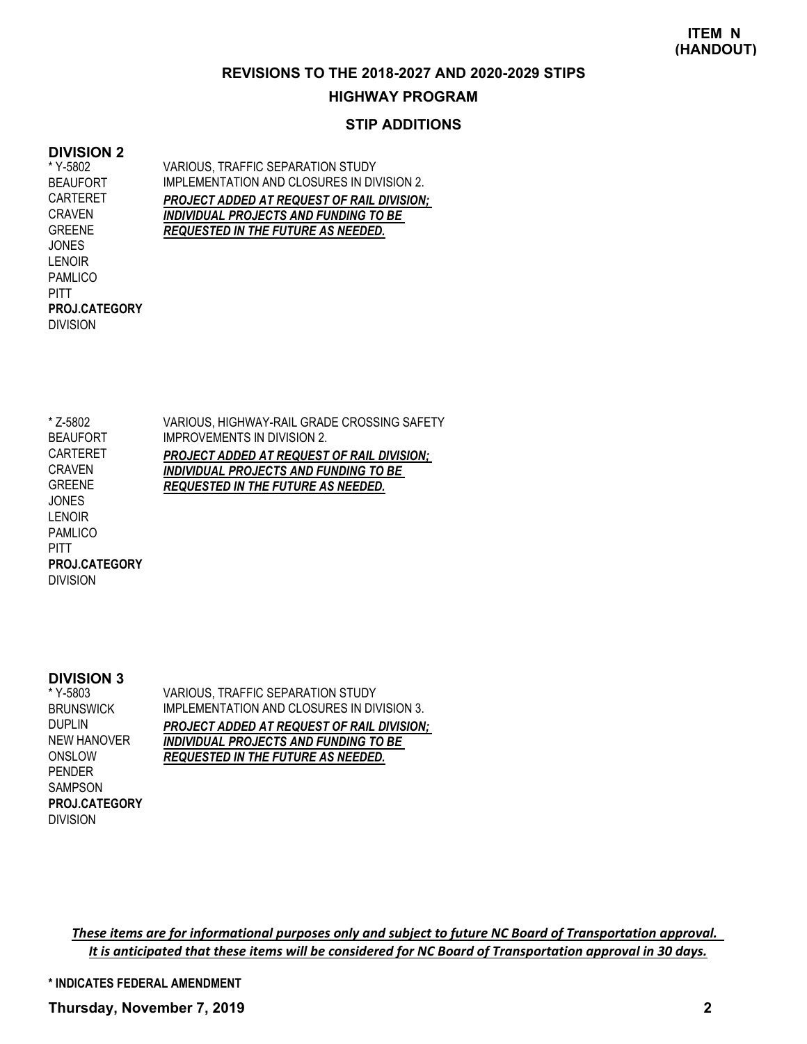**ITEM N (HANDOUT)**

## REVISIONS TO THE 2018-2027 AND 2020-2029 STIPS

## HIGHWAY PROGRAM

### STIP ADDITIONS

### DIVISION 2

| | |
|---|---|
| * Y-5802 | VARIOUS, TRAFFIC SEPARATION STUDY |
| BEAUFORT | IMPLEMENTATION AND CLOSURES IN DIVISION 2. |
| CARTERET | ***PROJECT ADDED AT REQUEST OF RAIL DIVISION;*** |
| CRAVEN | ***INDIVIDUAL PROJECTS AND FUNDING TO BE*** |
| GREENE | ***REQUESTED IN THE FUTURE AS NEEDED.*** |
| JONES | |
| LENOIR | |
| PAMLICO | |
| PITT | |
| **PROJ.CATEGORY** | |
| DIVISION | |

| | |
|---|---|
| * Z-5802 | VARIOUS, HIGHWAY-RAIL GRADE CROSSING SAFETY |
| BEAUFORT | IMPROVEMENTS IN DIVISION 2. |
| CARTERET | ***PROJECT ADDED AT REQUEST OF RAIL DIVISION;*** |
| CRAVEN | ***INDIVIDUAL PROJECTS AND FUNDING TO BE*** |
| GREENE | ***REQUESTED IN THE FUTURE AS NEEDED.*** |
| JONES | |
| LENOIR | |
| PAMLICO | |
| PITT | |
| **PROJ.CATEGORY** | |
| DIVISION | |

### DIVISION 3

| | |
|---|---|
| * Y-5803 | VARIOUS, TRAFFIC SEPARATION STUDY |
| BRUNSWICK | IMPLEMENTATION AND CLOSURES IN DIVISION 3. |
| DUPLIN | ***PROJECT ADDED AT REQUEST OF RAIL DIVISION;*** |
| NEW HANOVER | ***INDIVIDUAL PROJECTS AND FUNDING TO BE*** |
| ONSLOW | ***REQUESTED IN THE FUTURE AS NEEDED.*** |
| PENDER | |
| SAMPSON | |
| **PROJ.CATEGORY** | |
| DIVISION | |

***These items are for informational purposes only and subject to future NC Board of Transportation approval. It is anticipated that these items will be considered for NC Board of Transportation approval in 30 days.***

**\* INDICATES FEDERAL AMENDMENT**

**Thursday, November 7, 2019**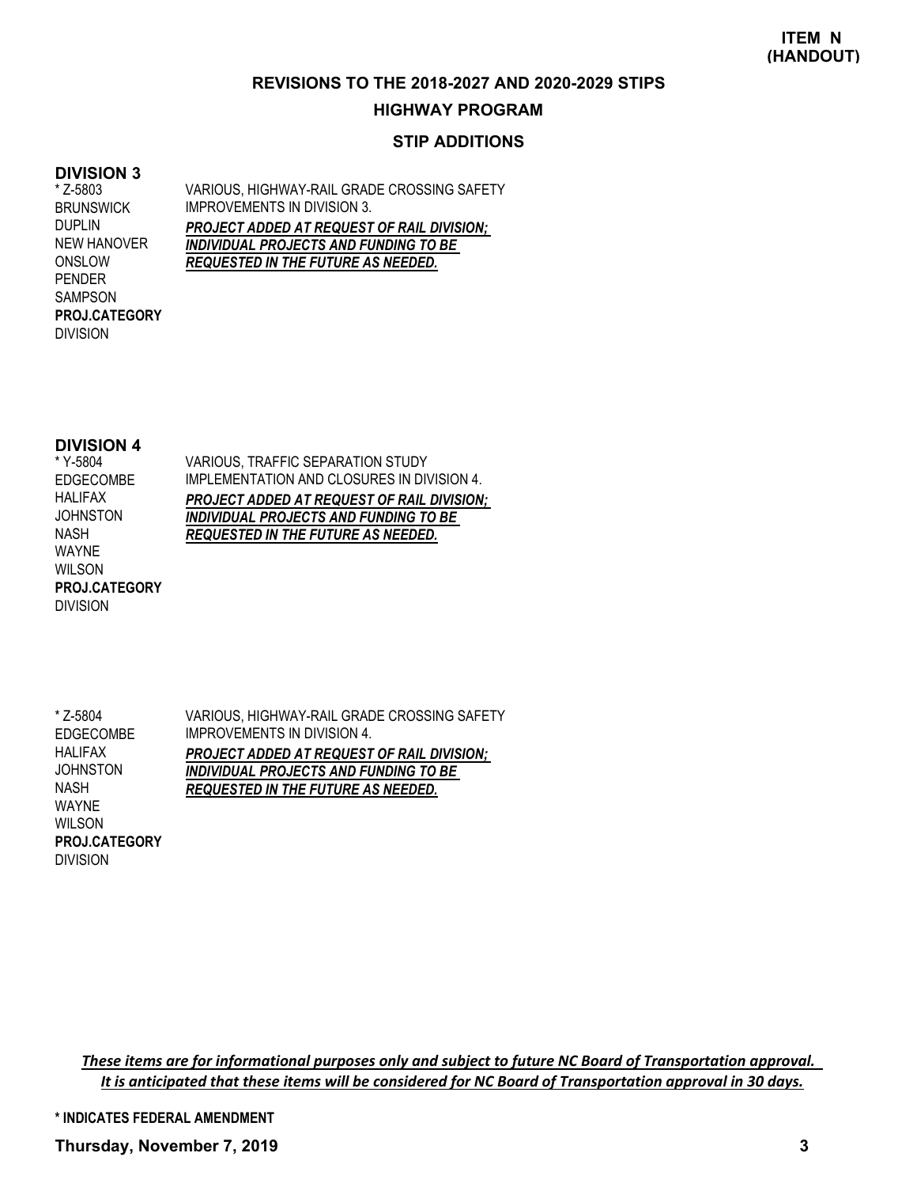**ITEM N**
**(HANDOUT)**

## REVISIONS TO THE 2018-2027 AND 2020-2029 STIPS

## HIGHWAY PROGRAM

### STIP ADDITIONS

### DIVISION 3

| | |
|---|---|
| * Z-5803<br>BRUNSWICK<br>DUPLIN<br>NEW HANOVER<br>ONSLOW<br>PENDER<br>SAMPSON<br>**PROJ.CATEGORY**<br>DIVISION | VARIOUS, HIGHWAY-RAIL GRADE CROSSING SAFETY IMPROVEMENTS IN DIVISION 3.<br>***PROJECT ADDED AT REQUEST OF RAIL DIVISION; INDIVIDUAL PROJECTS AND FUNDING TO BE REQUESTED IN THE FUTURE AS NEEDED.*** |

### DIVISION 4

| | |
|---|---|
| * Y-5804<br>EDGECOMBE<br>HALIFAX<br>JOHNSTON<br>NASH<br>WAYNE<br>WILSON<br>**PROJ.CATEGORY**<br>DIVISION | VARIOUS, TRAFFIC SEPARATION STUDY IMPLEMENTATION AND CLOSURES IN DIVISION 4.<br>***PROJECT ADDED AT REQUEST OF RAIL DIVISION; INDIVIDUAL PROJECTS AND FUNDING TO BE REQUESTED IN THE FUTURE AS NEEDED.*** |
| * Z-5804<br>EDGECOMBE<br>HALIFAX<br>JOHNSTON<br>NASH<br>WAYNE<br>WILSON<br>**PROJ.CATEGORY**<br>DIVISION | VARIOUS, HIGHWAY-RAIL GRADE CROSSING SAFETY IMPROVEMENTS IN DIVISION 4.<br>***PROJECT ADDED AT REQUEST OF RAIL DIVISION; INDIVIDUAL PROJECTS AND FUNDING TO BE REQUESTED IN THE FUTURE AS NEEDED.*** |

***These items are for informational purposes only and subject to future NC Board of Transportation approval. It is anticipated that these items will be considered for NC Board of Transportation approval in 30 days.***

**\* INDICATES FEDERAL AMENDMENT**

**Thursday, November 7, 2019**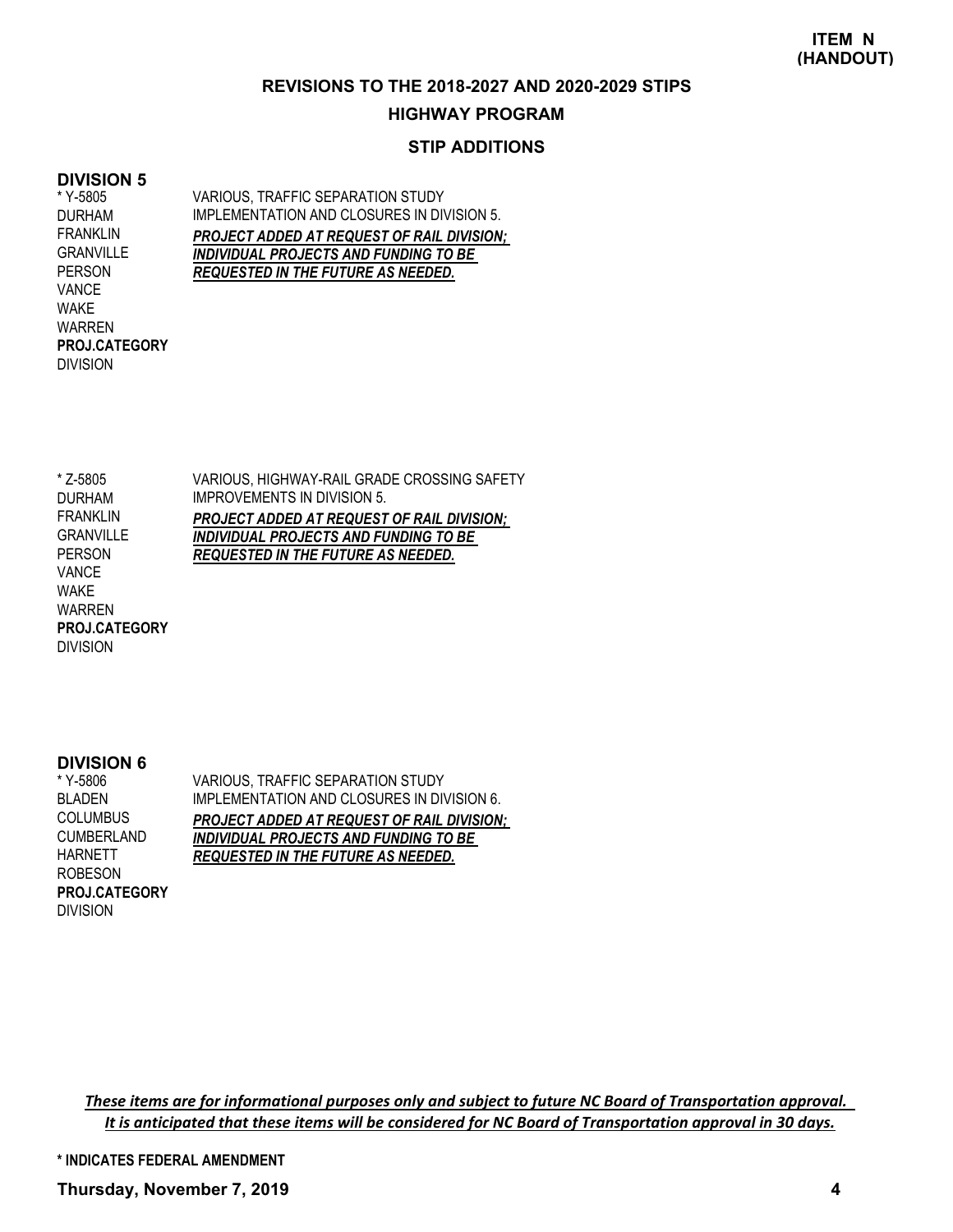**ITEM N (HANDOUT)**

## REVISIONS TO THE 2018-2027 AND 2020-2029 STIPS

### HIGHWAY PROGRAM

### STIP ADDITIONS

### DIVISION 5

| | |
|---|---|
| * Y-5805<br>DURHAM<br>FRANKLIN<br>GRANVILLE<br>PERSON<br>VANCE<br>WAKE<br>WARREN<br>**PROJ.CATEGORY**<br>DIVISION | VARIOUS, TRAFFIC SEPARATION STUDY IMPLEMENTATION AND CLOSURES IN DIVISION 5.<br>***PROJECT ADDED AT REQUEST OF RAIL DIVISION; INDIVIDUAL PROJECTS AND FUNDING TO BE REQUESTED IN THE FUTURE AS NEEDED.*** |
| * Z-5805<br>DURHAM<br>FRANKLIN<br>GRANVILLE<br>PERSON<br>VANCE<br>WAKE<br>WARREN<br>**PROJ.CATEGORY**<br>DIVISION | VARIOUS, HIGHWAY-RAIL GRADE CROSSING SAFETY IMPROVEMENTS IN DIVISION 5.<br>***PROJECT ADDED AT REQUEST OF RAIL DIVISION; INDIVIDUAL PROJECTS AND FUNDING TO BE REQUESTED IN THE FUTURE AS NEEDED.*** |

### DIVISION 6

| | |
|---|---|
| * Y-5806<br>BLADEN<br>COLUMBUS<br>CUMBERLAND<br>HARNETT<br>ROBESON<br>**PROJ.CATEGORY**<br>DIVISION | VARIOUS, TRAFFIC SEPARATION STUDY IMPLEMENTATION AND CLOSURES IN DIVISION 6.<br>***PROJECT ADDED AT REQUEST OF RAIL DIVISION; INDIVIDUAL PROJECTS AND FUNDING TO BE REQUESTED IN THE FUTURE AS NEEDED.*** |

***These items are for informational purposes only and subject to future NC Board of Transportation approval. It is anticipated that these items will be considered for NC Board of Transportation approval in 30 days.***

**\* INDICATES FEDERAL AMENDMENT**

**Thursday, November 7, 2019**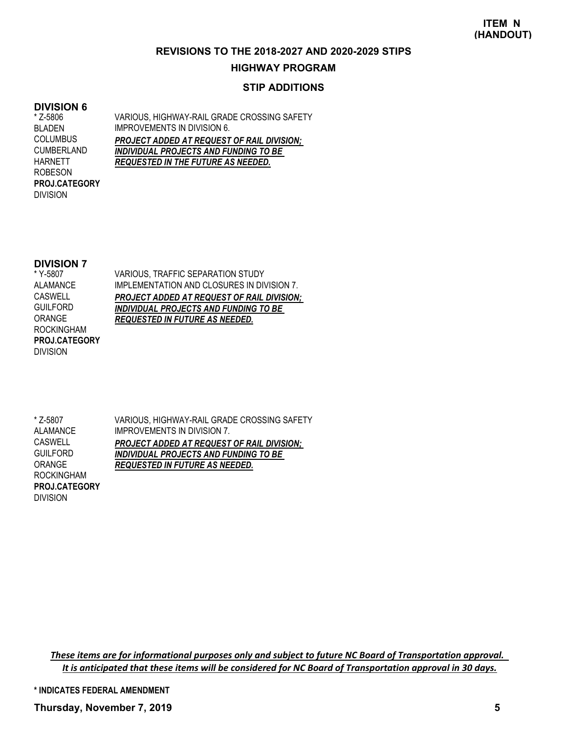**ITEM N (HANDOUT)**

## REVISIONS TO THE 2018-2027 AND 2020-2029 STIPS

## HIGHWAY PROGRAM

### STIP ADDITIONS

### DIVISION 6

| | |
|---|---|
| * Z-5806<br>BLADEN<br>COLUMBUS<br>CUMBERLAND<br>HARNETT<br>ROBESON<br>**PROJ.CATEGORY**<br>DIVISION | VARIOUS, HIGHWAY-RAIL GRADE CROSSING SAFETY IMPROVEMENTS IN DIVISION 6.<br>***PROJECT ADDED AT REQUEST OF RAIL DIVISION; INDIVIDUAL PROJECTS AND FUNDING TO BE REQUESTED IN THE FUTURE AS NEEDED.*** |

### DIVISION 7

| | |
|---|---|
| * Y-5807<br>ALAMANCE<br>CASWELL<br>GUILFORD<br>ORANGE<br>ROCKINGHAM<br>**PROJ.CATEGORY**<br>DIVISION | VARIOUS, TRAFFIC SEPARATION STUDY IMPLEMENTATION AND CLOSURES IN DIVISION 7.<br>***PROJECT ADDED AT REQUEST OF RAIL DIVISION; INDIVIDUAL PROJECTS AND FUNDING TO BE REQUESTED IN FUTURE AS NEEDED.*** |
| * Z-5807<br>ALAMANCE<br>CASWELL<br>GUILFORD<br>ORANGE<br>ROCKINGHAM<br>**PROJ.CATEGORY**<br>DIVISION | VARIOUS, HIGHWAY-RAIL GRADE CROSSING SAFETY IMPROVEMENTS IN DIVISION 7.<br>***PROJECT ADDED AT REQUEST OF RAIL DIVISION; INDIVIDUAL PROJECTS AND FUNDING TO BE REQUESTED IN FUTURE AS NEEDED.*** |

***These items are for informational purposes only and subject to future NC Board of Transportation approval. It is anticipated that these items will be considered for NC Board of Transportation approval in 30 days.***

**\* INDICATES FEDERAL AMENDMENT**

**Thursday, November 7, 2019**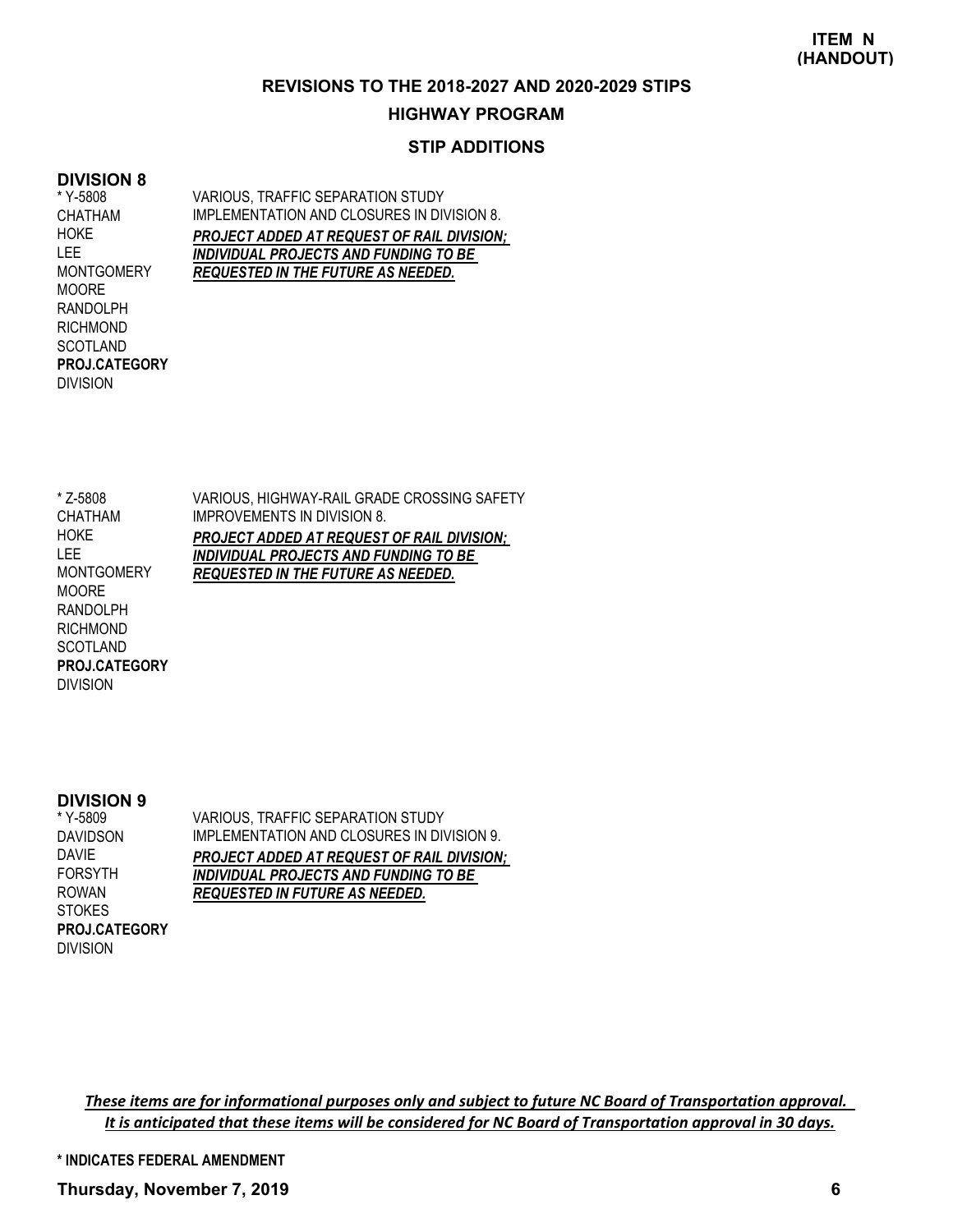**ITEM N (HANDOUT)**

## REVISIONS TO THE 2018-2027 AND 2020-2029 STIPS

### HIGHWAY PROGRAM

### STIP ADDITIONS

### DIVISION 8

| | |
|---|---|
| * Y-5808<br>CHATHAM<br>HOKE<br>LEE<br>MONTGOMERY<br>MOORE<br>RANDOLPH<br>RICHMOND<br>SCOTLAND<br>**PROJ.CATEGORY**<br>DIVISION | VARIOUS, TRAFFIC SEPARATION STUDY IMPLEMENTATION AND CLOSURES IN DIVISION 8.<br>***PROJECT ADDED AT REQUEST OF RAIL DIVISION; INDIVIDUAL PROJECTS AND FUNDING TO BE REQUESTED IN THE FUTURE AS NEEDED.*** |
| * Z-5808<br>CHATHAM<br>HOKE<br>LEE<br>MONTGOMERY<br>MOORE<br>RANDOLPH<br>RICHMOND<br>SCOTLAND<br>**PROJ.CATEGORY**<br>DIVISION | VARIOUS, HIGHWAY-RAIL GRADE CROSSING SAFETY IMPROVEMENTS IN DIVISION 8.<br>***PROJECT ADDED AT REQUEST OF RAIL DIVISION; INDIVIDUAL PROJECTS AND FUNDING TO BE REQUESTED IN THE FUTURE AS NEEDED.*** |

### DIVISION 9

| | |
|---|---|
| * Y-5809<br>DAVIDSON<br>DAVIE<br>FORSYTH<br>ROWAN<br>STOKES<br>**PROJ.CATEGORY**<br>DIVISION | VARIOUS, TRAFFIC SEPARATION STUDY IMPLEMENTATION AND CLOSURES IN DIVISION 9.<br>***PROJECT ADDED AT REQUEST OF RAIL DIVISION; INDIVIDUAL PROJECTS AND FUNDING TO BE REQUESTED IN FUTURE AS NEEDED.*** |

*These items are for informational purposes only and subject to future NC Board of Transportation approval. It is anticipated that these items will be considered for NC Board of Transportation approval in 30 days.*

**\* INDICATES FEDERAL AMENDMENT**

**Thursday, November 7, 2019**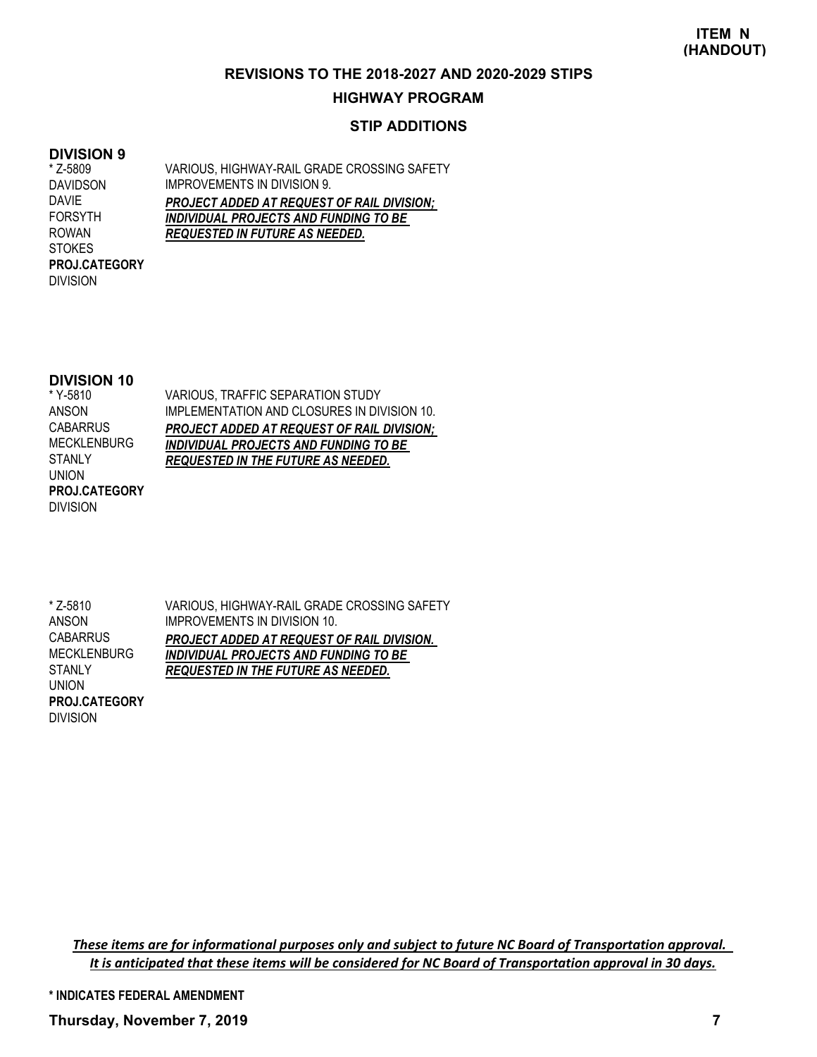**ITEM N**
**(HANDOUT)**

## REVISIONS TO THE 2018-2027 AND 2020-2029 STIPS

## HIGHWAY PROGRAM

### STIP ADDITIONS

### DIVISION 9

| | |
|---|---|
| * Z-5809<br>DAVIDSON<br>DAVIE<br>FORSYTH<br>ROWAN<br>STOKES<br>**PROJ.CATEGORY**<br>DIVISION | VARIOUS, HIGHWAY-RAIL GRADE CROSSING SAFETY IMPROVEMENTS IN DIVISION 9.<br>***PROJECT ADDED AT REQUEST OF RAIL DIVISION; INDIVIDUAL PROJECTS AND FUNDING TO BE REQUESTED IN FUTURE AS NEEDED.*** |

### DIVISION 10

| | |
|---|---|
| * Y-5810<br>ANSON<br>CABARRUS<br>MECKLENBURG<br>STANLY<br>UNION<br>**PROJ.CATEGORY**<br>DIVISION | VARIOUS, TRAFFIC SEPARATION STUDY IMPLEMENTATION AND CLOSURES IN DIVISION 10.<br>***PROJECT ADDED AT REQUEST OF RAIL DIVISION; INDIVIDUAL PROJECTS AND FUNDING TO BE REQUESTED IN THE FUTURE AS NEEDED.*** |
| * Z-5810<br>ANSON<br>CABARRUS<br>MECKLENBURG<br>STANLY<br>UNION<br>**PROJ.CATEGORY**<br>DIVISION | VARIOUS, HIGHWAY-RAIL GRADE CROSSING SAFETY IMPROVEMENTS IN DIVISION 10.<br>***PROJECT ADDED AT REQUEST OF RAIL DIVISION. INDIVIDUAL PROJECTS AND FUNDING TO BE REQUESTED IN THE FUTURE AS NEEDED.*** |

*These items are for informational purposes only and subject to future NC Board of Transportation approval. It is anticipated that these items will be considered for NC Board of Transportation approval in 30 days.*

**\* INDICATES FEDERAL AMENDMENT**

**Thursday, November 7, 2019**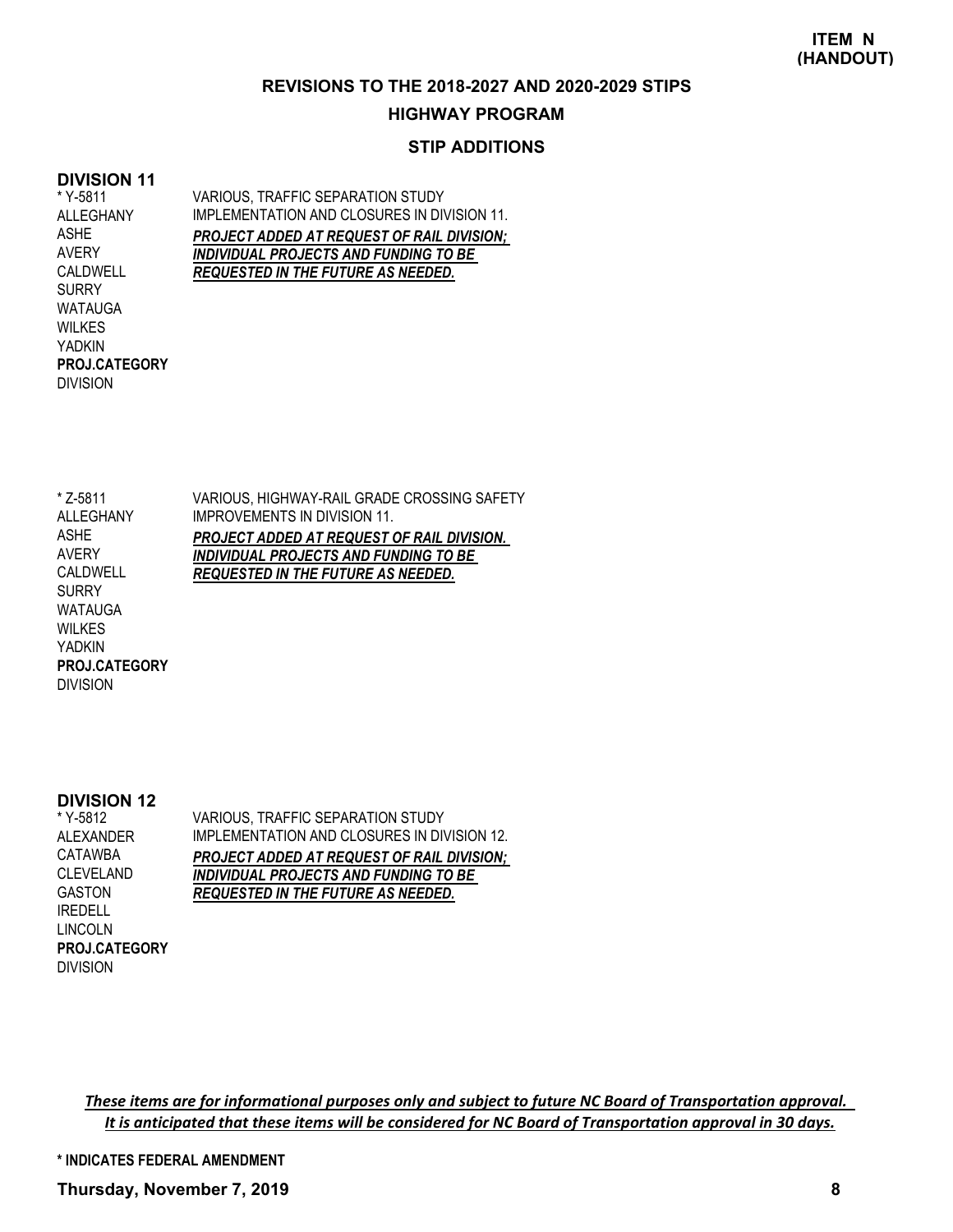**ITEM N (HANDOUT)**

## REVISIONS TO THE 2018-2027 AND 2020-2029 STIPS

## HIGHWAY PROGRAM

### STIP ADDITIONS

### DIVISION 11

| | |
|---|---|
| * Y-5811<br>ALLEGHANY<br>ASHE<br>AVERY<br>CALDWELL<br>SURRY<br>WATAUGA<br>WILKES<br>YADKIN<br>**PROJ.CATEGORY**<br>DIVISION | VARIOUS, TRAFFIC SEPARATION STUDY IMPLEMENTATION AND CLOSURES IN DIVISION 11.<br>***PROJECT ADDED AT REQUEST OF RAIL DIVISION; INDIVIDUAL PROJECTS AND FUNDING TO BE REQUESTED IN THE FUTURE AS NEEDED.*** |
| * Z-5811<br>ALLEGHANY<br>ASHE<br>AVERY<br>CALDWELL<br>SURRY<br>WATAUGA<br>WILKES<br>YADKIN<br>**PROJ.CATEGORY**<br>DIVISION | VARIOUS, HIGHWAY-RAIL GRADE CROSSING SAFETY IMPROVEMENTS IN DIVISION 11.<br>***PROJECT ADDED AT REQUEST OF RAIL DIVISION. INDIVIDUAL PROJECTS AND FUNDING TO BE REQUESTED IN THE FUTURE AS NEEDED.*** |

### DIVISION 12

| | |
|---|---|
| * Y-5812<br>ALEXANDER<br>CATAWBA<br>CLEVELAND<br>GASTON<br>IREDELL<br>LINCOLN<br>**PROJ.CATEGORY**<br>DIVISION | VARIOUS, TRAFFIC SEPARATION STUDY IMPLEMENTATION AND CLOSURES IN DIVISION 12.<br>***PROJECT ADDED AT REQUEST OF RAIL DIVISION; INDIVIDUAL PROJECTS AND FUNDING TO BE REQUESTED IN THE FUTURE AS NEEDED.*** |

***These items are for informational purposes only and subject to future NC Board of Transportation approval. It is anticipated that these items will be considered for NC Board of Transportation approval in 30 days.***

**\* INDICATES FEDERAL AMENDMENT**

**Thursday, November 7, 2019**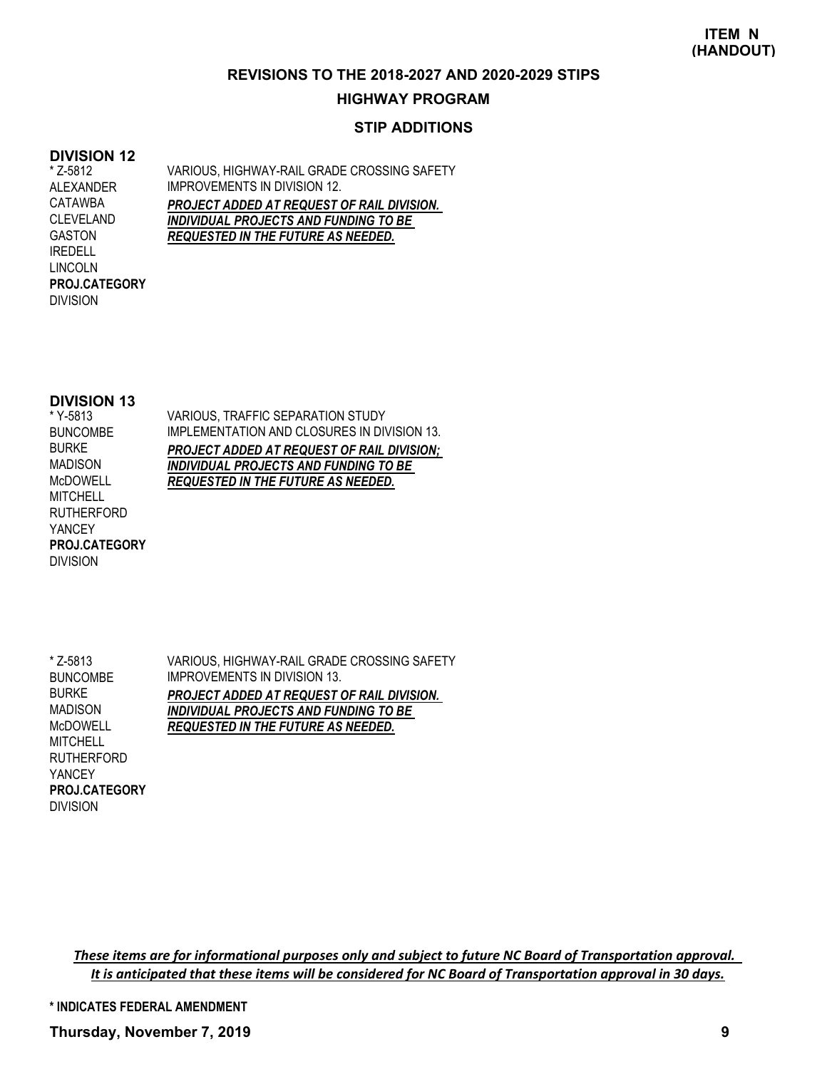**ITEM N
(HANDOUT)**

## REVISIONS TO THE 2018-2027 AND 2020-2029 STIPS

### HIGHWAY PROGRAM

### STIP ADDITIONS

#### DIVISION 12

| | |
|---|---|
| * Z-5812<br>ALEXANDER<br>CATAWBA<br>CLEVELAND<br>GASTON<br>IREDELL<br>LINCOLN<br>**PROJ.CATEGORY**<br>DIVISION | VARIOUS, HIGHWAY-RAIL GRADE CROSSING SAFETY IMPROVEMENTS IN DIVISION 12.<br>***PROJECT ADDED AT REQUEST OF RAIL DIVISION. INDIVIDUAL PROJECTS AND FUNDING TO BE REQUESTED IN THE FUTURE AS NEEDED.*** |

#### DIVISION 13

| | |
|---|---|
| * Y-5813<br>BUNCOMBE<br>BURKE<br>MADISON<br>McDOWELL<br>MITCHELL<br>RUTHERFORD<br>YANCEY<br>**PROJ.CATEGORY**<br>DIVISION | VARIOUS, TRAFFIC SEPARATION STUDY IMPLEMENTATION AND CLOSURES IN DIVISION 13.<br>***PROJECT ADDED AT REQUEST OF RAIL DIVISION; INDIVIDUAL PROJECTS AND FUNDING TO BE REQUESTED IN THE FUTURE AS NEEDED.*** |
| * Z-5813<br>BUNCOMBE<br>BURKE<br>MADISON<br>McDOWELL<br>MITCHELL<br>RUTHERFORD<br>YANCEY<br>**PROJ.CATEGORY**<br>DIVISION | VARIOUS, HIGHWAY-RAIL GRADE CROSSING SAFETY IMPROVEMENTS IN DIVISION 13.<br>***PROJECT ADDED AT REQUEST OF RAIL DIVISION. INDIVIDUAL PROJECTS AND FUNDING TO BE REQUESTED IN THE FUTURE AS NEEDED.*** |

*These items are for informational purposes only and subject to future NC Board of Transportation approval. It is anticipated that these items will be considered for NC Board of Transportation approval in 30 days.*

**\* INDICATES FEDERAL AMENDMENT**

**Thursday, November 7, 2019**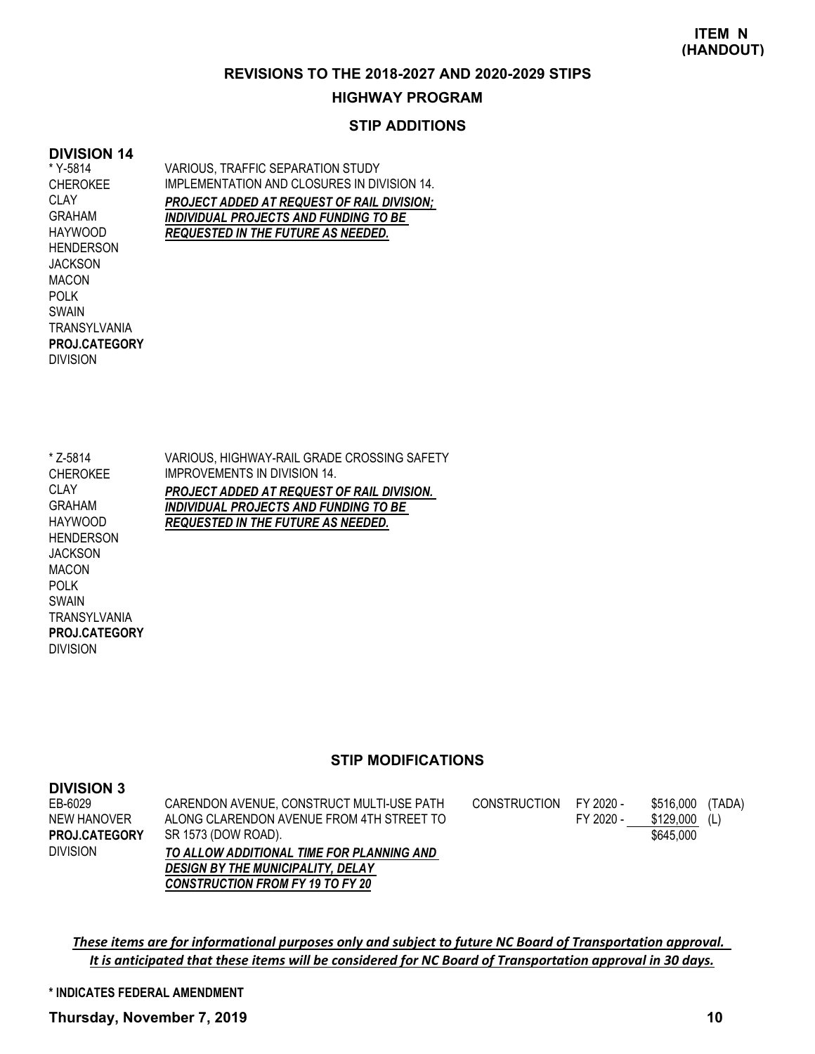**ITEM N (HANDOUT)**

# REVISIONS TO THE 2018-2027 AND 2020-2029 STIPS

## HIGHWAY PROGRAM

### STIP ADDITIONS

**DIVISION 14**

| | |
|---|---|
| * Y-5814<br>CHEROKEE<br>CLAY<br>GRAHAM<br>HAYWOOD<br>HENDERSON<br>JACKSON<br>MACON<br>POLK<br>SWAIN<br>TRANSYLVANIA<br>**PROJ.CATEGORY**<br>DIVISION | VARIOUS, TRAFFIC SEPARATION STUDY IMPLEMENTATION AND CLOSURES IN DIVISION 14.<br>***PROJECT ADDED AT REQUEST OF RAIL DIVISION; INDIVIDUAL PROJECTS AND FUNDING TO BE REQUESTED IN THE FUTURE AS NEEDED.*** |
| * Z-5814<br>CHEROKEE<br>CLAY<br>GRAHAM<br>HAYWOOD<br>HENDERSON<br>JACKSON<br>MACON<br>POLK<br>SWAIN<br>TRANSYLVANIA<br>**PROJ.CATEGORY**<br>DIVISION | VARIOUS, HIGHWAY-RAIL GRADE CROSSING SAFETY IMPROVEMENTS IN DIVISION 14.<br>***PROJECT ADDED AT REQUEST OF RAIL DIVISION. INDIVIDUAL PROJECTS AND FUNDING TO BE REQUESTED IN THE FUTURE AS NEEDED.*** |

### STIP MODIFICATIONS

**DIVISION 3**

| | | | | | |
|---|---|---|---|---|---|
| EB-6029<br>NEW HANOVER<br>**PROJ.CATEGORY**<br>DIVISION | CARENDON AVENUE, CONSTRUCT MULTI-USE PATH ALONG CLARENDON AVENUE FROM 4TH STREET TO SR 1573 (DOW ROAD).<br>***TO ALLOW ADDITIONAL TIME FOR PLANNING AND DESIGN BY THE MUNICIPALITY, DELAY CONSTRUCTION FROM FY 19 TO FY 20*** | CONSTRUCTION | FY 2020 -<br>FY 2020 - | \$516,000<br>\$129,000<br>\$645,000 | (TADA)<br>(L) |

***These items are for informational purposes only and subject to future NC Board of Transportation approval. It is anticipated that these items will be considered for NC Board of Transportation approval in 30 days.***

**\* INDICATES FEDERAL AMENDMENT**

**Thursday, November 7, 2019**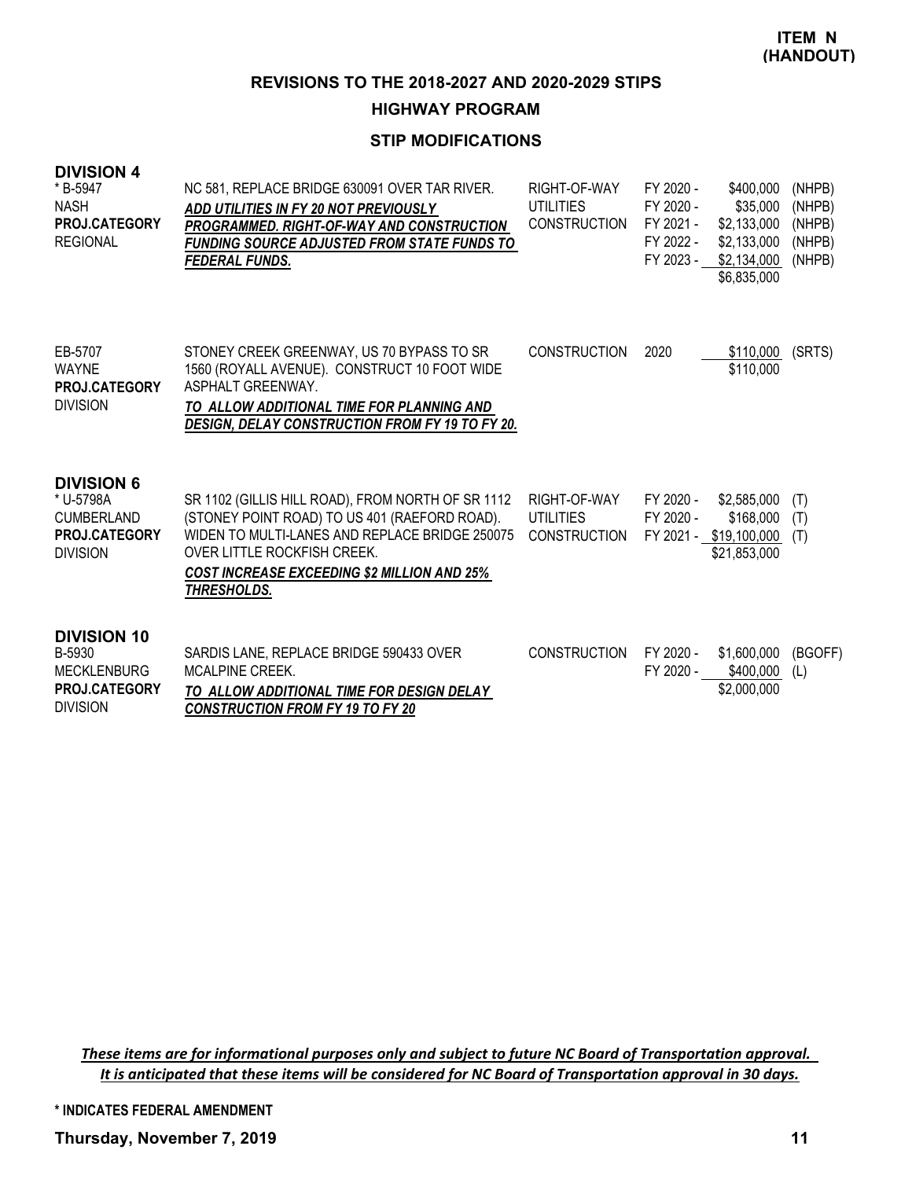**ITEM N (HANDOUT)**

## REVISIONS TO THE 2018-2027 AND 2020-2029 STIPS

### HIGHWAY PROGRAM

### STIP MODIFICATIONS

#### DIVISION 4

| Project | Description | Work Type | Year | Amount | Fund |
|---|---|---|---|---|---|
| * B-5947<br>NASH<br>**PROJ.CATEGORY**<br>REGIONAL | NC 581, REPLACE BRIDGE 630091 OVER TAR RIVER.<br>***ADD UTILITIES IN FY 20 NOT PREVIOUSLY PROGRAMMED. RIGHT-OF-WAY AND CONSTRUCTION FUNDING SOURCE ADJUSTED FROM STATE FUNDS TO FEDERAL FUNDS.*** | RIGHT-OF-WAY | FY 2020 - | $400,000 | (NHPB) |
| | | UTILITIES | FY 2020 - | $35,000 | (NHPB) |
| | | CONSTRUCTION | FY 2021 - | $2,133,000 | (NHPB) |
| | | | FY 2022 - | $2,133,000 | (NHPB) |
| | | | FY 2023 - | $2,134,000 | (NHPB) |
| | | | | $6,835,000 | |
| EB-5707<br>WAYNE<br>**PROJ.CATEGORY**<br>DIVISION | STONEY CREEK GREENWAY, US 70 BYPASS TO SR 1560 (ROYALL AVENUE). CONSTRUCT 10 FOOT WIDE ASPHALT GREENWAY.<br>***TO ALLOW ADDITIONAL TIME FOR PLANNING AND DESIGN, DELAY CONSTRUCTION FROM FY 19 TO FY 20.*** | CONSTRUCTION | 2020 | $110,000 | (SRTS) |
| | | | | $110,000 | |

#### DIVISION 6

| Project | Description | Work Type | Year | Amount | Fund |
|---|---|---|---|---|---|
| * U-5798A<br>CUMBERLAND<br>**PROJ.CATEGORY**<br>DIVISION | SR 1102 (GILLIS HILL ROAD), FROM NORTH OF SR 1112 (STONEY POINT ROAD) TO US 401 (RAEFORD ROAD). WIDEN TO MULTI-LANES AND REPLACE BRIDGE 250075 OVER LITTLE ROCKFISH CREEK.<br>***COST INCREASE EXCEEDING $2 MILLION AND 25% THRESHOLDS.*** | RIGHT-OF-WAY | FY 2020 - | $2,585,000 | (T) |
| | | UTILITIES | FY 2020 - | $168,000 | (T) |
| | | CONSTRUCTION | FY 2021 - | $19,100,000 | (T) |
| | | | | $21,853,000 | |

#### DIVISION 10

| Project | Description | Work Type | Year | Amount | Fund |
|---|---|---|---|---|---|
| B-5930<br>MECKLENBURG<br>**PROJ.CATEGORY**<br>DIVISION | SARDIS LANE, REPLACE BRIDGE 590433 OVER MCALPINE CREEK.<br>***TO ALLOW ADDITIONAL TIME FOR DESIGN DELAY CONSTRUCTION FROM FY 19 TO FY 20*** | CONSTRUCTION | FY 2020 - | $1,600,000 | (BGOFF) |
| | | | FY 2020 - | $400,000 | (L) |
| | | | | $2,000,000 | |

*These items are for informational purposes only and subject to future NC Board of Transportation approval. It is anticipated that these items will be considered for NC Board of Transportation approval in 30 days.*

**\* INDICATES FEDERAL AMENDMENT**

**Thursday, November 7, 2019**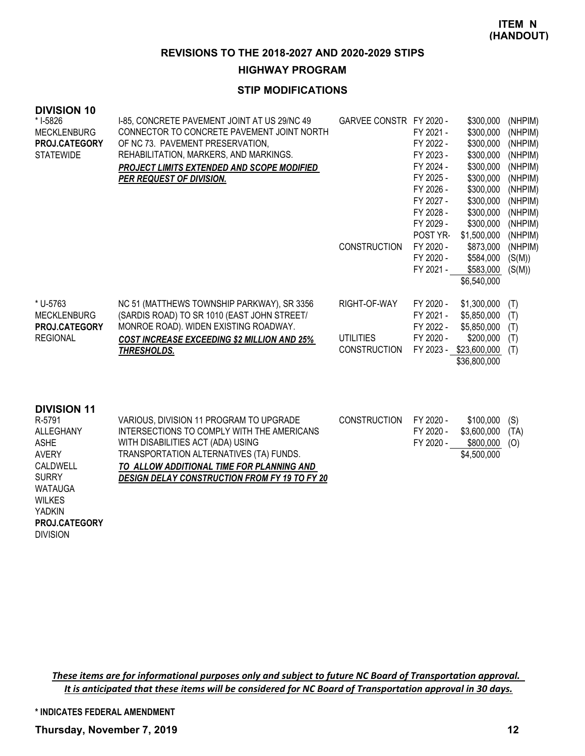**ITEM N (HANDOUT)**

## REVISIONS TO THE 2018-2027 AND 2020-2029 STIPS

### HIGHWAY PROGRAM

### STIP MODIFICATIONS

### DIVISION 10

| Project | Description | Phase | Year | Amount | Fund |
|---|---|---|---|---|---|
| * I-5826<br>MECKLENBURG<br>**PROJ.CATEGORY**<br>STATEWIDE | I-85, CONCRETE PAVEMENT JOINT AT US 29/NC 49 CONNECTOR TO CONCRETE PAVEMENT JOINT NORTH OF NC 73. PAVEMENT PRESERVATION, REHABILITATION, MARKERS, AND MARKINGS.<br>***PROJECT LIMITS EXTENDED AND SCOPE MODIFIED PER REQUEST OF DIVISION.*** | GARVEE CONSTR | FY 2020 - | $300,000 | (NHPIM) |
| | | | FY 2021 - | $300,000 | (NHPIM) |
| | | | FY 2022 - | $300,000 | (NHPIM) |
| | | | FY 2023 - | $300,000 | (NHPIM) |
| | | | FY 2024 - | $300,000 | (NHPIM) |
| | | | FY 2025 - | $300,000 | (NHPIM) |
| | | | FY 2026 - | $300,000 | (NHPIM) |
| | | | FY 2027 - | $300,000 | (NHPIM) |
| | | | FY 2028 - | $300,000 | (NHPIM) |
| | | | FY 2029 - | $300,000 | (NHPIM) |
| | | | POST YR- | $1,500,000 | (NHPIM) |
| | | CONSTRUCTION | FY 2020 - | $873,000 | (NHPIM) |
| | | | FY 2020 - | $584,000 | (S(M)) |
| | | | FY 2021 - | $583,000 | (S(M)) |
| | | | | $6,540,000 | |
| * U-5763<br>MECKLENBURG<br>**PROJ.CATEGORY**<br>REGIONAL | NC 51 (MATTHEWS TOWNSHIP PARKWAY), SR 3356 (SARDIS ROAD) TO SR 1010 (EAST JOHN STREET/ MONROE ROAD). WIDEN EXISTING ROADWAY.<br>***COST INCREASE EXCEEDING $2 MILLION AND 25% THRESHOLDS.*** | RIGHT-OF-WAY | FY 2020 - | $1,300,000 | (T) |
| | | | FY 2021 - | $5,850,000 | (T) |
| | | | FY 2022 - | $5,850,000 | (T) |
| | | UTILITIES | FY 2020 - | $200,000 | (T) |
| | | CONSTRUCTION | FY 2023 - | $23,600,000 | (T) |
| | | | | $36,800,000 | |

### DIVISION 11

| Project | Description | Phase | Year | Amount | Fund |
|---|---|---|---|---|---|
| R-5791<br>ALLEGHANY<br>ASHE<br>AVERY<br>CALDWELL<br>SURRY<br>WATAUGA<br>WILKES<br>YADKIN<br>**PROJ.CATEGORY**<br>DIVISION | VARIOUS, DIVISION 11 PROGRAM TO UPGRADE INTERSECTIONS TO COMPLY WITH THE AMERICANS WITH DISABILITIES ACT (ADA) USING TRANSPORTATION ALTERNATIVES (TA) FUNDS.<br>***TO ALLOW ADDITIONAL TIME FOR PLANNING AND DESIGN DELAY CONSTRUCTION FROM FY 19 TO FY 20*** | CONSTRUCTION | FY 2020 - | $100,000 | (S) |
| | | | FY 2020 - | $3,600,000 | (TA) |
| | | | FY 2020 - | $800,000 | (O) |
| | | | | $4,500,000 | |

*These items are for informational purposes only and subject to future NC Board of Transportation approval. It is anticipated that these items will be considered for NC Board of Transportation approval in 30 days.*

**\* INDICATES FEDERAL AMENDMENT**

**Thursday, November 7, 2019**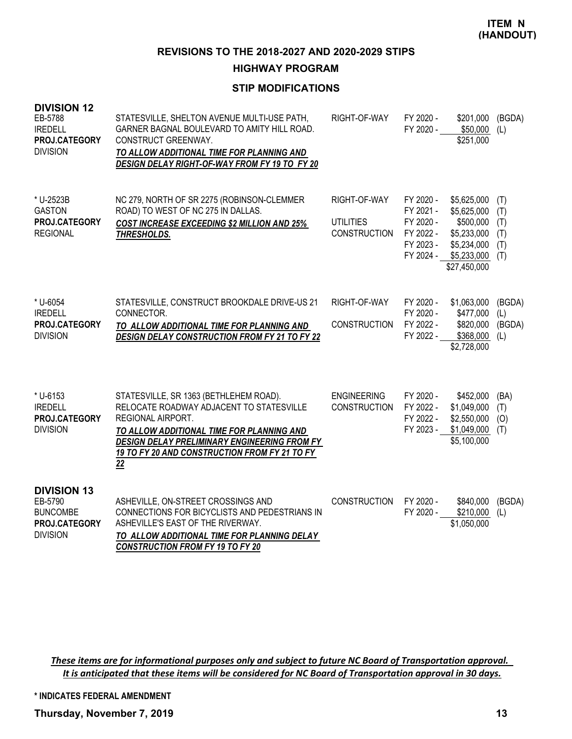**ITEM N (HANDOUT)**

## REVISIONS TO THE 2018-2027 AND 2020-2029 STIPS

### HIGHWAY PROGRAM

### STIP MODIFICATIONS

**DIVISION 12**

| Project | Description | Work Type | Fiscal Year | Amount | Fund |
|---|---|---|---|---|---|
| EB-5788<br>IREDELL<br>**PROJ.CATEGORY**<br>DIVISION | STATESVILLE, SHELTON AVENUE MULTI-USE PATH, GARNER BAGNAL BOULEVARD TO AMITY HILL ROAD. CONSTRUCT GREENWAY.<br>***TO ALLOW ADDITIONAL TIME FOR PLANNING AND DESIGN DELAY RIGHT-OF-WAY FROM FY 19 TO FY 20*** | RIGHT-OF-WAY | FY 2020 - | $201,000 | (BGDA) |
| | | | FY 2020 - | $50,000 | (L) |
| | | | | $251,000 | |
| * U-2523B<br>GASTON<br>**PROJ.CATEGORY**<br>REGIONAL | NC 279, NORTH OF SR 2275 (ROBINSON-CLEMMER ROAD) TO WEST OF NC 275 IN DALLAS.<br>***COST INCREASE EXCEEDING $2 MILLION AND 25% THRESHOLDS.*** | RIGHT-OF-WAY | FY 2020 - | $5,625,000 | (T) |
| | | | FY 2021 - | $5,625,000 | (T) |
| | | UTILITIES | FY 2020 - | $500,000 | (T) |
| | | CONSTRUCTION | FY 2022 - | $5,233,000 | (T) |
| | | | FY 2023 - | $5,234,000 | (T) |
| | | | FY 2024 - | $5,233,000 | (T) |
| | | | | $27,450,000 | |
| * U-6054<br>IREDELL<br>**PROJ.CATEGORY**<br>DIVISION | STATESVILLE, CONSTRUCT BROOKDALE DRIVE-US 21 CONNECTOR.<br>***TO ALLOW ADDITIONAL TIME FOR PLANNING AND DESIGN DELAY CONSTRUCTION FROM FY 21 TO FY 22*** | RIGHT-OF-WAY | FY 2020 - | $1,063,000 | (BGDA) |
| | | | FY 2020 - | $477,000 | (L) |
| | | CONSTRUCTION | FY 2022 - | $820,000 | (BGDA) |
| | | | FY 2022 - | $368,000 | (L) |
| | | | | $2,728,000 | |
| * U-6153<br>IREDELL<br>**PROJ.CATEGORY**<br>DIVISION | STATESVILLE, SR 1363 (BETHLEHEM ROAD). RELOCATE ROADWAY ADJACENT TO STATESVILLE REGIONAL AIRPORT.<br>***TO ALLOW ADDITIONAL TIME FOR PLANNING AND DESIGN DELAY PRELIMINARY ENGINEERING FROM FY 19 TO FY 20 AND CONSTRUCTION FROM FY 21 TO FY 22*** | ENGINEERING | FY 2020 - | $452,000 | (BA) |
| | | CONSTRUCTION | FY 2022 - | $1,049,000 | (T) |
| | | | FY 2022 - | $2,550,000 | (O) |
| | | | FY 2023 - | $1,049,000 | (T) |
| | | | | $5,100,000 | |

**DIVISION 13**

| Project | Description | Work Type | Fiscal Year | Amount | Fund |
|---|---|---|---|---|---|
| EB-5790<br>BUNCOMBE<br>**PROJ.CATEGORY**<br>DIVISION | ASHEVILLE, ON-STREET CROSSINGS AND CONNECTIONS FOR BICYCLISTS AND PEDESTRIANS IN ASHEVILLE'S EAST OF THE RIVERWAY.<br>***TO ALLOW ADDITIONAL TIME FOR PLANNING DELAY CONSTRUCTION FROM FY 19 TO FY 20*** | CONSTRUCTION | FY 2020 - | $840,000 | (BGDA) |
| | | | FY 2020 - | $210,000 | (L) |
| | | | | $1,050,000 | |

***These items are for informational purposes only and subject to future NC Board of Transportation approval. It is anticipated that these items will be considered for NC Board of Transportation approval in 30 days.***

**\* INDICATES FEDERAL AMENDMENT**

**Thursday, November 7, 2019**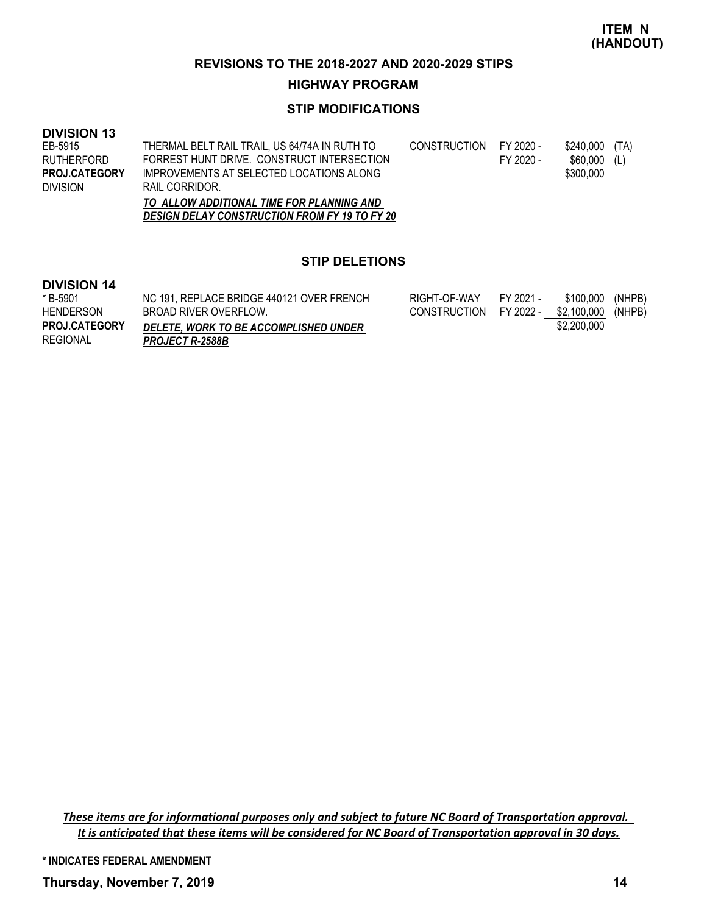**ITEM N (HANDOUT)**

## REVISIONS TO THE 2018-2027 AND 2020-2029 STIPS

## HIGHWAY PROGRAM

### STIP MODIFICATIONS

**DIVISION 13**

| | | | | | |
|---|---|---|---|---|---|
| EB-5915<br>RUTHERFORD<br>**PROJ.CATEGORY**<br>DIVISION | THERMAL BELT RAIL TRAIL, US 64/74A IN RUTH TO FORREST HUNT DRIVE. CONSTRUCT INTERSECTION IMPROVEMENTS AT SELECTED LOCATIONS ALONG RAIL CORRIDOR.<br>***TO ALLOW ADDITIONAL TIME FOR PLANNING AND DESIGN DELAY CONSTRUCTION FROM FY 19 TO FY 20*** | CONSTRUCTION | FY 2020 -<br>FY 2020 - | $240,000<br>$60,000<br>$300,000 | (TA)<br>(L) |

### STIP DELETIONS

**DIVISION 14**

| | | | | | |
|---|---|---|---|---|---|
| * B-5901<br>HENDERSON<br>**PROJ.CATEGORY**<br>REGIONAL | NC 191, REPLACE BRIDGE 440121 OVER FRENCH BROAD RIVER OVERFLOW.<br>***DELETE, WORK TO BE ACCOMPLISHED UNDER PROJECT R-2588B*** | RIGHT-OF-WAY<br>CONSTRUCTION | FY 2021 -<br>FY 2022 - | $100,000<br>$2,100,000<br>$2,200,000 | (NHPB)<br>(NHPB) |

*These items are for informational purposes only and subject to future NC Board of Transportation approval. It is anticipated that these items will be considered for NC Board of Transportation approval in 30 days.*

**\* INDICATES FEDERAL AMENDMENT**

**Thursday, November 7, 2019**